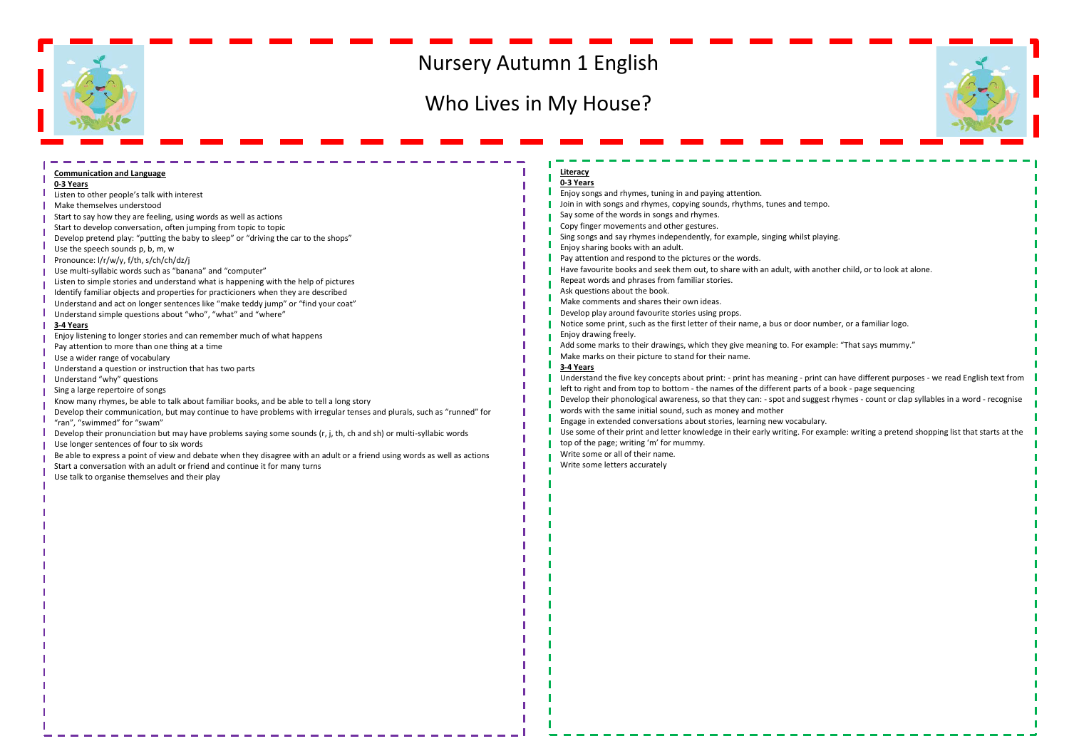# Nursery Autumn 1 English

# Who Lives in My House?

## Communication and Language

**0-3 Years**

Listen to other people's talk with interest
Make themselves understood
Start to say how they are feeling, using words as well as actions
Start to develop conversation, often jumping from topic to topic
Develop pretend play: "putting the baby to sleep" or "driving the car to the shops"
Use the speech sounds p, b, m, w
Pronounce: l/r/w/y, f/th, s/ch/ch/dz/j
Use multi-syllabic words such as "banana" and "computer"
Listen to simple stories and understand what is happening with the help of pictures
Identify familiar objects and properties for practicioners when they are described
Understand and act on longer sentences like "make teddy jump" or "find your coat"
Understand simple questions about "who", "what" and "where"

**3-4 Years**

Enjoy listening to longer stories and can remember much of what happens
Pay attention to more than one thing at a time
Use a wider range of vocabulary
Understand a question or instruction that has two parts
Understand "why" questions
Sing a large repertoire of songs
Know many rhymes, be able to talk about familiar books, and be able to tell a long story
Develop their communication, but may continue to have problems with irregular tenses and plurals, such as "runned" for "ran", "swimmed" for "swam"
Develop their pronunciation but may have problems saying some sounds (r, j, th, ch and sh) or multi-syllabic words
Use longer sentences of four to six words
Be able to express a point of view and debate when they disagree with an adult or a friend using words as well as actions
Start a conversation with an adult or friend and continue it for many turns
Use talk to organise themselves and their play

## Literacy

**0-3 Years**

Enjoy songs and rhymes, tuning in and paying attention.
Join in with songs and rhymes, copying sounds, rhythms, tunes and tempo.
Say some of the words in songs and rhymes.
Copy finger movements and other gestures.
Sing songs and say rhymes independently, for example, singing whilst playing.
Enjoy sharing books with an adult.
Pay attention and respond to the pictures or the words.
Have favourite books and seek them out, to share with an adult, with another child, or to look at alone.
Repeat words and phrases from familiar stories.
Ask questions about the book.
Make comments and shares their own ideas.
Develop play around favourite stories using props.
Notice some print, such as the first letter of their name, a bus or door number, or a familiar logo.
Enjoy drawing freely.
Add some marks to their drawings, which they give meaning to. For example: "That says mummy."
Make marks on their picture to stand for their name.

**3-4 Years**

Understand the five key concepts about print: - print has meaning - print can have different purposes - we read English text from left to right and from top to bottom - the names of the different parts of a book - page sequencing
Develop their phonological awareness, so that they can: - spot and suggest rhymes - count or clap syllables in a word - recognise words with the same initial sound, such as money and mother
Engage in extended conversations about stories, learning new vocabulary.
Use some of their print and letter knowledge in their early writing. For example: writing a pretend shopping list that starts at the top of the page; writing 'm' for mummy.
Write some or all of their name.
Write some letters accurately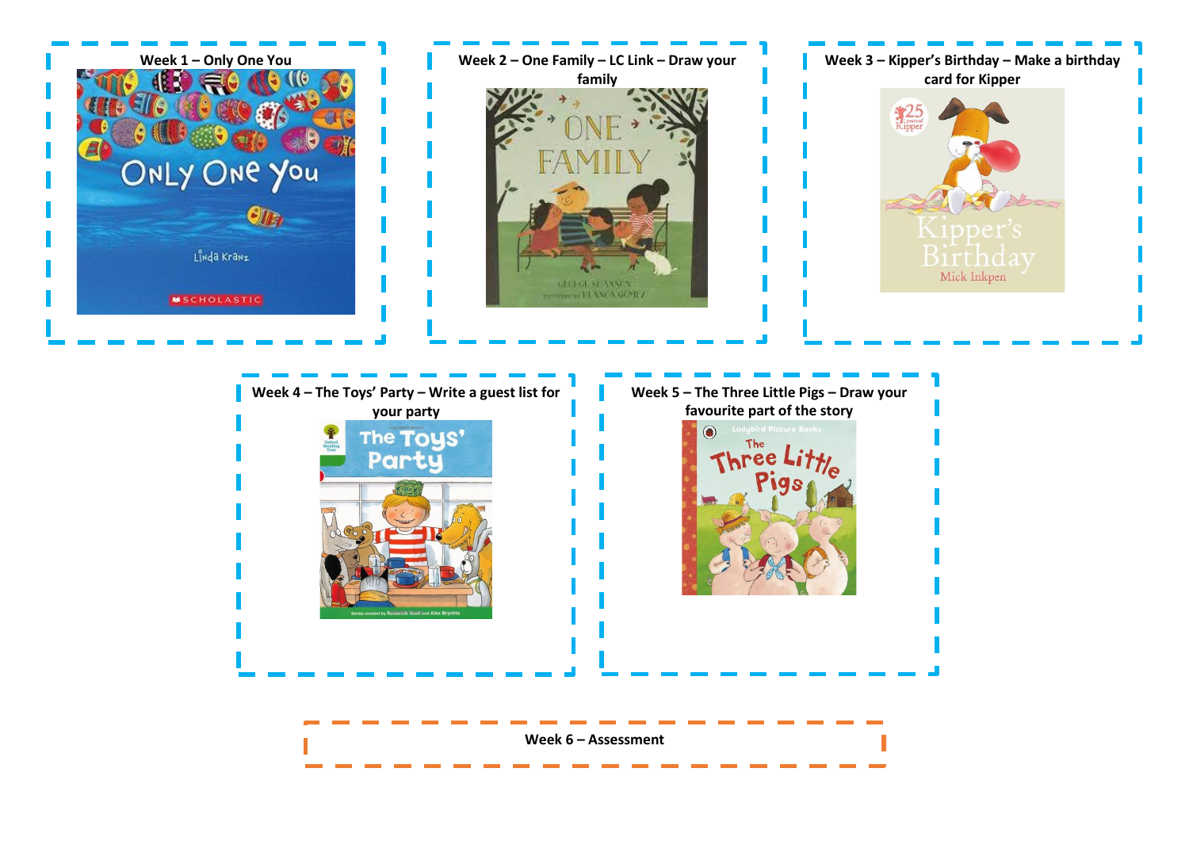**Week 1 – Only One You**

**Week 2 – One Family – LC Link – Draw your family**

**Week 3 – Kipper's Birthday – Make a birthday card for Kipper**

**Week 4 – The Toys' Party – Write a guest list for your party**

**Week 5 – The Three Little Pigs – Draw your favourite part of the story**

**Week 6 – Assessment**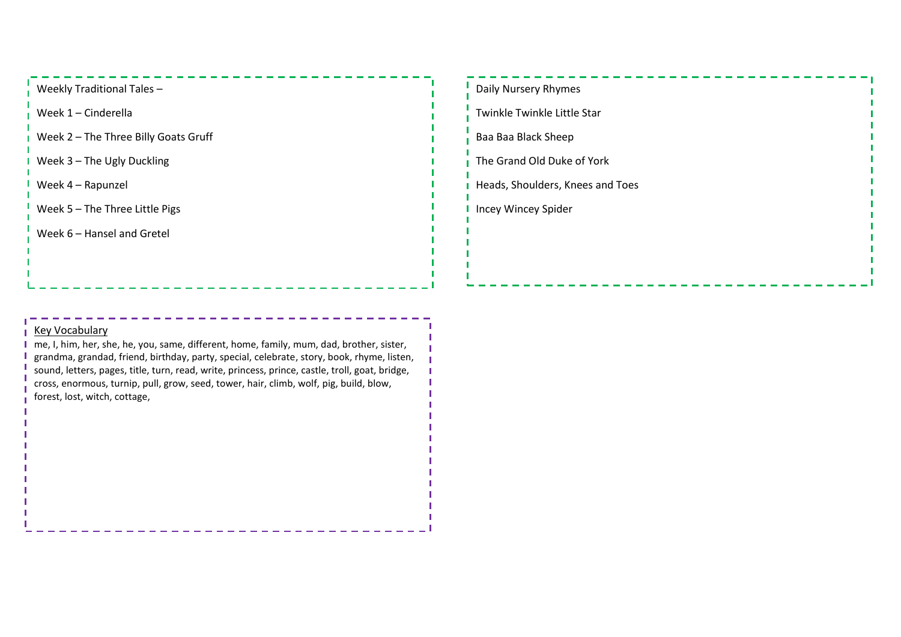Weekly Traditional Tales –

Week 1 – Cinderella

Week 2 – The Three Billy Goats Gruff

Week 3 – The Ugly Duckling

Week 4 – Rapunzel

Week 5 – The Three Little Pigs

Week 6 – Hansel and Gretel

Daily Nursery Rhymes

Twinkle Twinkle Little Star

Baa Baa Black Sheep

The Grand Old Duke of York

Heads, Shoulders, Knees and Toes

Incey Wincey Spider

<u>Key Vocabulary</u>

me, I, him, her, she, he, you, same, different, home, family, mum, dad, brother, sister, grandma, grandad, friend, birthday, party, special, celebrate, story, book, rhyme, listen, sound, letters, pages, title, turn, read, write, princess, prince, castle, troll, goat, bridge, cross, enormous, turnip, pull, grow, seed, tower, hair, climb, wolf, pig, build, blow, forest, lost, witch, cottage,